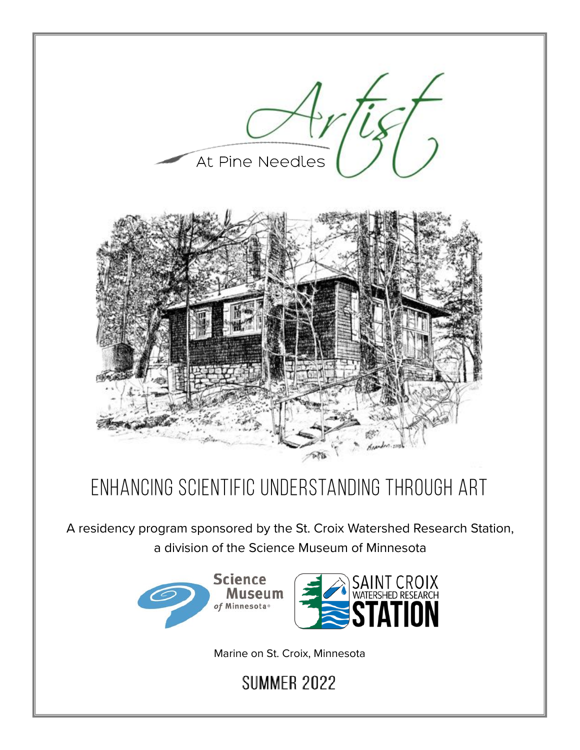# Artist At Pine Needles

## ENHANCING SCIENTIFIC UNDERSTANDING THROUGH ART

A residency program sponsored by the St. Croix Watershed Research Station, a division of the Science Museum of Minnesota

Marine on St. Croix, Minnesota

**SUMMER 2022**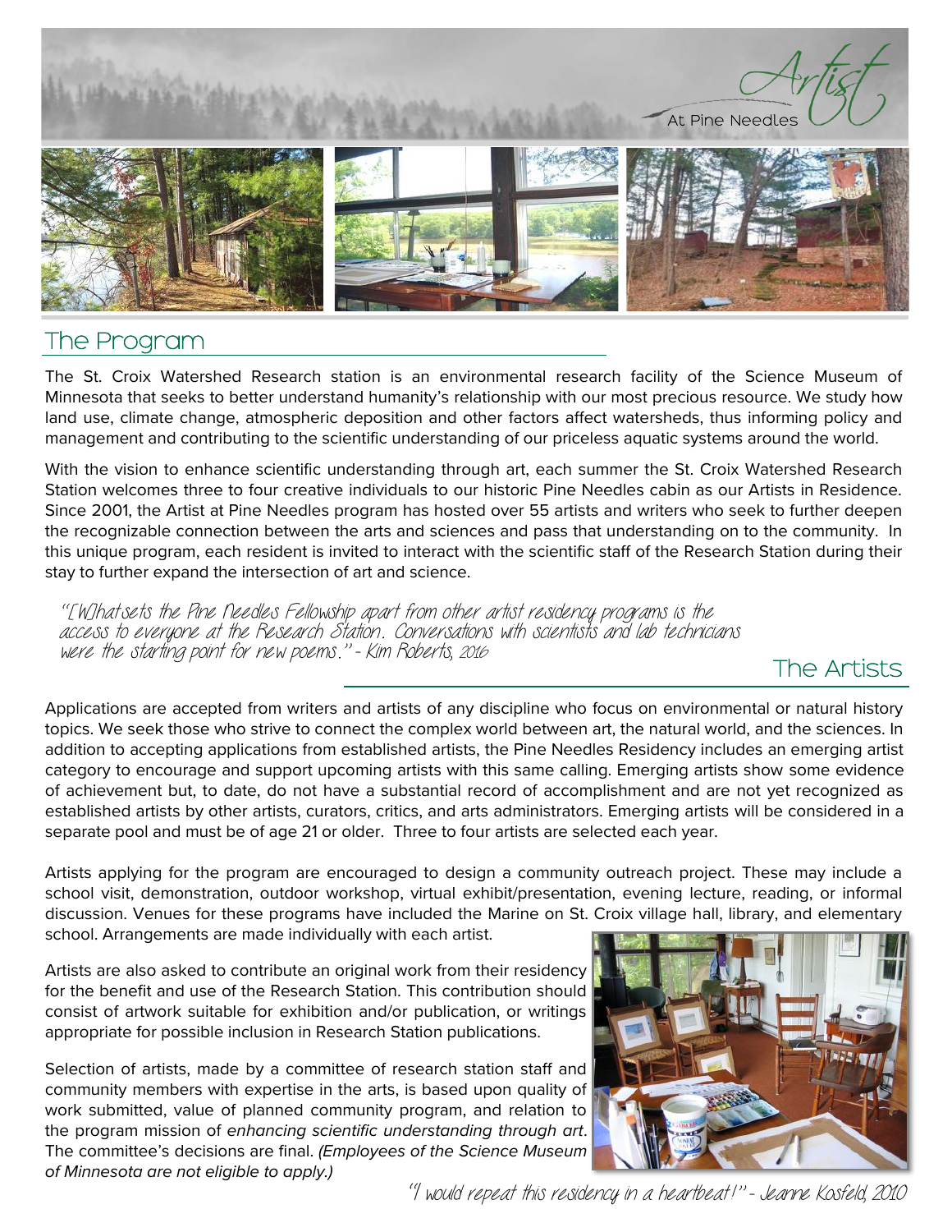# Artist At Pine Needles

## The Program

The St. Croix Watershed Research station is an environmental research facility of the Science Museum of Minnesota that seeks to better understand humanity's relationship with our most precious resource. We study how land use, climate change, atmospheric deposition and other factors affect watersheds, thus informing policy and management and contributing to the scientific understanding of our priceless aquatic systems around the world.

With the vision to enhance scientific understanding through art, each summer the St. Croix Watershed Research Station welcomes three to four creative individuals to our historic Pine Needles cabin as our Artists in Residence. Since 2001, the Artist at Pine Needles program has hosted over 55 artists and writers who seek to further deepen the recognizable connection between the arts and sciences and pass that understanding on to the community. In this unique program, each resident is invited to interact with the scientific staff of the Research Station during their stay to further expand the intersection of art and science.

*"[W]hat sets the Pine Needles Fellowship apart from other artist residency programs is the access to everyone at the Research Station. Conversations with scientists and lab technicians were the starting point for new poems." - Kim Roberts, 2016*

## The Artists

Applications are accepted from writers and artists of any discipline who focus on environmental or natural history topics. We seek those who strive to connect the complex world between art, the natural world, and the sciences. In addition to accepting applications from established artists, the Pine Needles Residency includes an emerging artist category to encourage and support upcoming artists with this same calling. Emerging artists show some evidence of achievement but, to date, do not have a substantial record of accomplishment and are not yet recognized as established artists by other artists, curators, critics, and arts administrators. Emerging artists will be considered in a separate pool and must be of age 21 or older. Three to four artists are selected each year.

Artists applying for the program are encouraged to design a community outreach project. These may include a school visit, demonstration, outdoor workshop, virtual exhibit/presentation, evening lecture, reading, or informal discussion. Venues for these programs have included the Marine on St. Croix village hall, library, and elementary school. Arrangements are made individually with each artist.

Artists are also asked to contribute an original work from their residency for the benefit and use of the Research Station. This contribution should consist of artwork suitable for exhibition and/or publication, or writings appropriate for possible inclusion in Research Station publications.

Selection of artists, made by a committee of research station staff and community members with expertise in the arts, is based upon quality of work submitted, value of planned community program, and relation to the program mission of *enhancing scientific understanding through art*. The committee's decisions are final. *(Employees of the Science Museum of Minnesota are not eligible to apply.)*

*"I would repeat this residency in a heartbeat!" - Jeanne Kosfeld, 2010*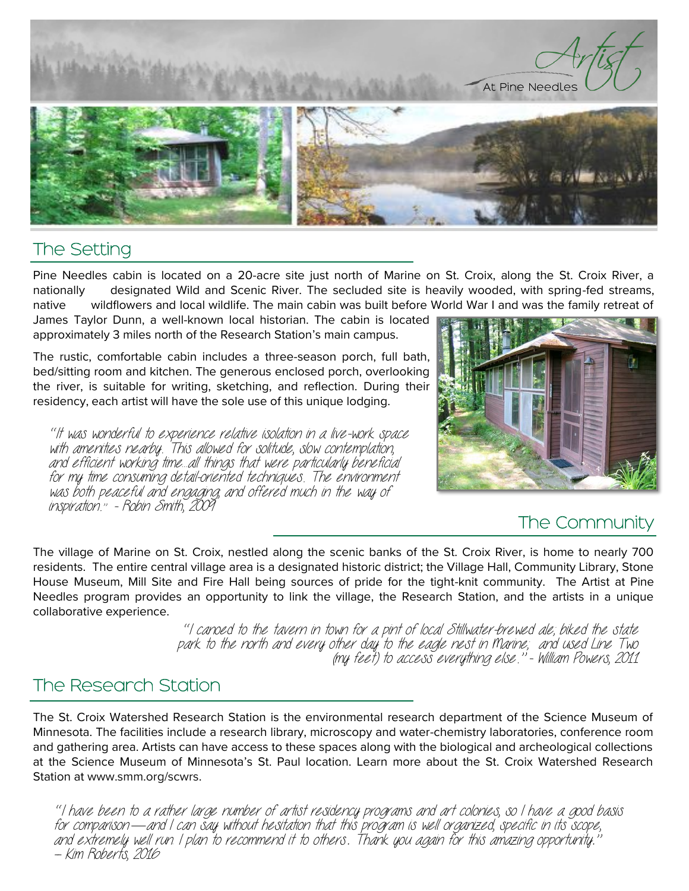Artist At Pine Needles

## The Setting

Pine Needles cabin is located on a 20-acre site just north of Marine on St. Croix, along the St. Croix River, a nationally designated Wild and Scenic River. The secluded site is heavily wooded, with spring-fed streams, native wildflowers and local wildlife. The main cabin was built before World War I and was the family retreat of James Taylor Dunn, a well-known local historian. The cabin is located approximately 3 miles north of the Research Station's main campus.

The rustic, comfortable cabin includes a three-season porch, full bath, bed/sitting room and kitchen. The generous enclosed porch, overlooking the river, is suitable for writing, sketching, and reflection. During their residency, each artist will have the sole use of this unique lodging.

*"It was wonderful to experience relative isolation in a live-work space with amenities nearby. This allowed for solitude, slow contemplation, and efficient working time...all things that were particularly beneficial for my time consuming detail-oriented techniques. The environment was both peaceful and engaging, and offered much in the way of inspiration." - Robin Smith, 2009*

## The Community

The village of Marine on St. Croix, nestled along the scenic banks of the St. Croix River, is home to nearly 700 residents. The entire central village area is a designated historic district; the Village Hall, Community Library, Stone House Museum, Mill Site and Fire Hall being sources of pride for the tight-knit community. The Artist at Pine Needles program provides an opportunity to link the village, the Research Station, and the artists in a unique collaborative experience.

*"I canoed to the tavern in town for a pint of local Stillwater-brewed ale; biked the state park to the north and every other day to the eagle nest in Marine; and used Line Two (my feet) to access everything else." - William Powers, 2011*

## The Research Station

The St. Croix Watershed Research Station is the environmental research department of the Science Museum of Minnesota. The facilities include a research library, microscopy and water-chemistry laboratories, conference room and gathering area. Artists can have access to these spaces along with the biological and archeological collections at the Science Museum of Minnesota's St. Paul location. Learn more about the St. Croix Watershed Research Station at www.smm.org/scwrs.

*"I have been to a rather large number of artist residency programs and art colonies, so I have a good basis for comparison—and I can say without hesitation that this program is well organized, specific in its scope, and extremely well run. I plan to recommend it to others. Thank you again for this amazing opportunity." – Kim Roberts, 2016*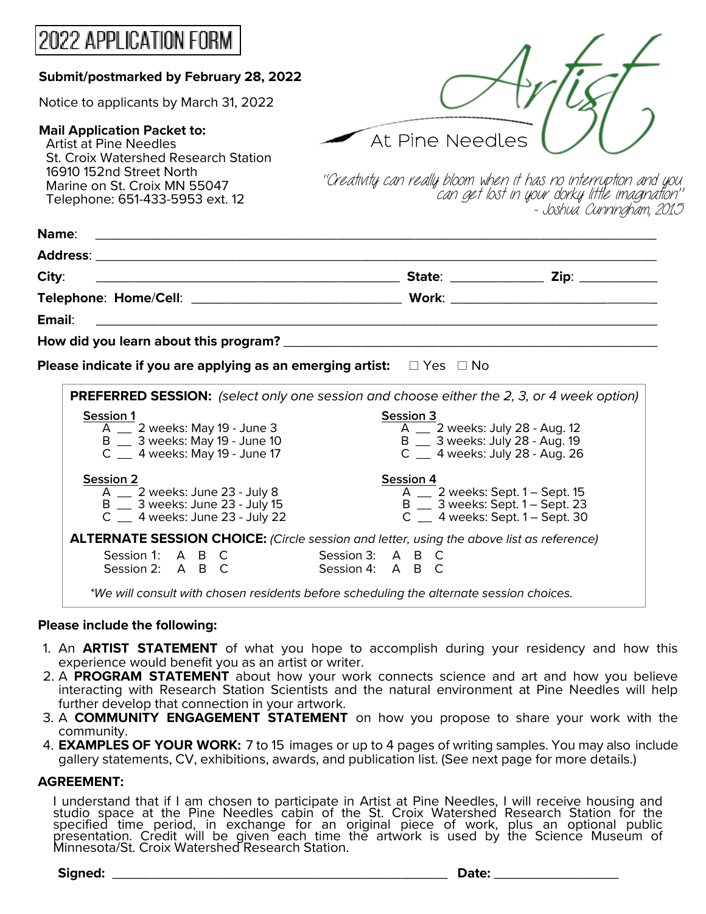# 2022 APPLICATION FORM

**Submit/postmarked by February 28, 2022**

Notice to applicants by March 31, 2022

**Mail Application Packet to:**
Artist at Pine Needles
St. Croix Watershed Research Station
16910 152nd Street North
Marine on St. Croix MN 55047
Telephone: 651-433-5953 ext. 12

Artist At Pine Needles

*"Creativity can really bloom when it has no interruption and you can get lost in your dorky little imagination"*
*- Joshua Cunningham, 2015*

**Name**: ______________________________________________

**Address**: ______________________________________________

**City**: ______________________ **State**: __________ **Zip**: __________

**Telephone**: **Home/Cell**: ____________________ **Work**: ____________________

**Email**: ______________________________________________

**How did you learn about this program?** ______________________________

**Please indicate if you are applying as an emerging artist:** ☐ Yes ☐ No

**PREFERRED SESSION:** *(select only one session and choose either the 2, 3, or 4 week option)*

**Session 1**
- A __ 2 weeks: May 19 - June 3
- B __ 3 weeks: May 19 - June 10
- C __ 4 weeks: May 19 - June 17

**Session 2**
- A __ 2 weeks: June 23 - July 8
- B __ 3 weeks: June 23 - July 15
- C __ 4 weeks: June 23 - July 22

**Session 3**
- A __ 2 weeks: July 28 - Aug. 12
- B __ 3 weeks: July 28 - Aug. 19
- C __ 4 weeks: July 28 - Aug. 26

**Session 4**
- A __ 2 weeks: Sept. 1 – Sept. 15
- B __ 3 weeks: Sept. 1 – Sept. 23
- C __ 4 weeks: Sept. 1 – Sept. 30

**ALTERNATE SESSION CHOICE:** *(Circle session and letter, using the above list as reference)*

Session 1: A B C
Session 2: A B C
Session 3: A B C
Session 4: A B C

*\*We will consult with chosen residents before scheduling the alternate session choices.*

**Please include the following:**

1. An **ARTIST STATEMENT** of what you hope to accomplish during your residency and how this experience would benefit you as an artist or writer.
2. A **PROGRAM STATEMENT** about how your work connects science and art and how you believe interacting with Research Station Scientists and the natural environment at Pine Needles will help further develop that connection in your artwork.
3. A **COMMUNITY ENGAGEMENT STATEMENT** on how you propose to share your work with the community.
4. **EXAMPLES OF YOUR WORK:** 7 to 15 images or up to 4 pages of writing samples. You may also include gallery statements, CV, exhibitions, awards, and publication list. (See next page for more details.)

**AGREEMENT:**

I understand that if I am chosen to participate in Artist at Pine Needles, I will receive housing and studio space at the Pine Needles cabin of the St. Croix Watershed Research Station for the specified time period, in exchange for an original piece of work, plus an optional public presentation. Credit will be given each time the artwork is used by the Science Museum of Minnesota/St. Croix Watershed Research Station.

**Signed:** ______________________________ **Date:** ______________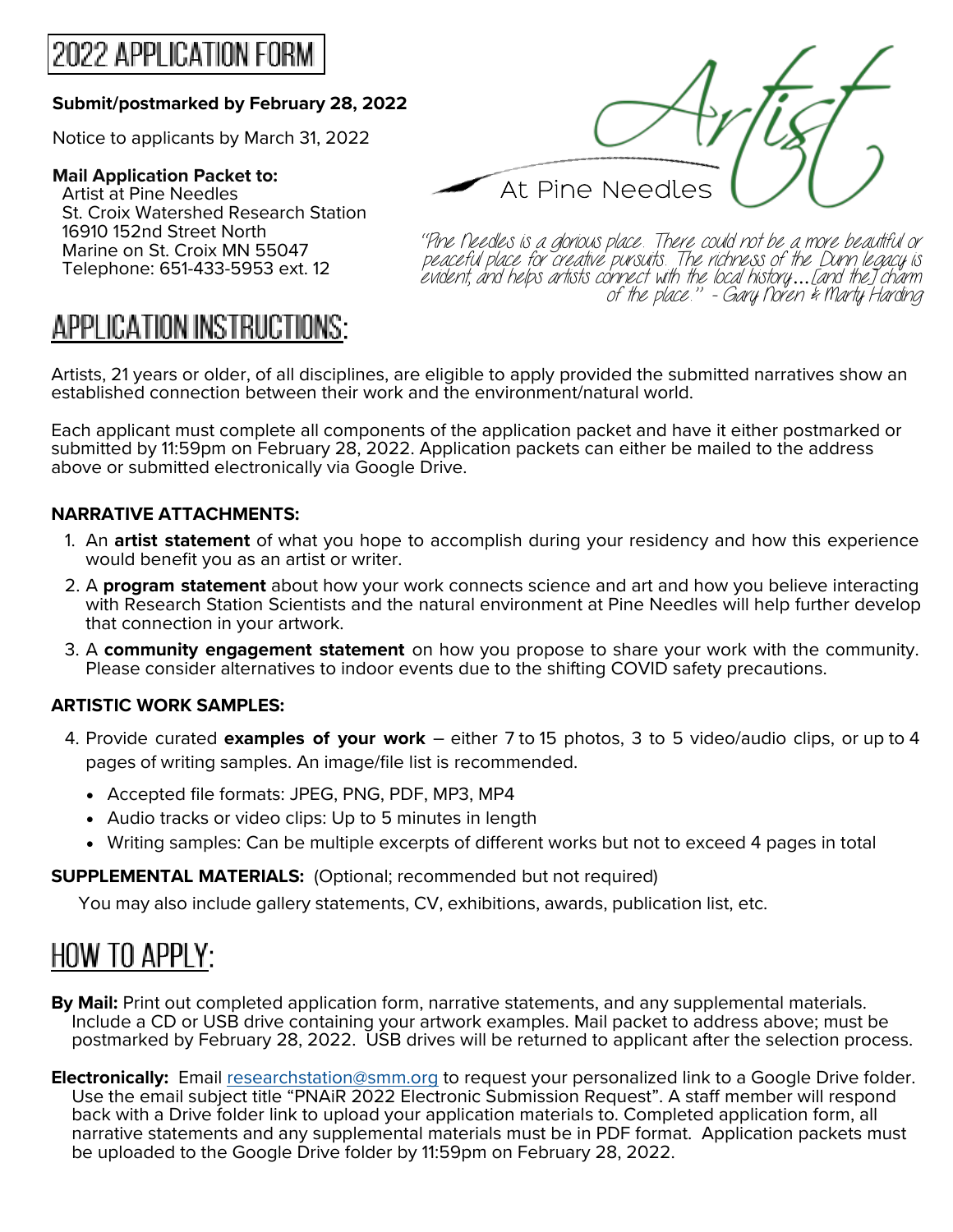# 2022 APPLICATION FORM

**Submit/postmarked by February 28, 2022**

Notice to applicants by March 31, 2022

**Mail Application Packet to:**
Artist at Pine Needles
St. Croix Watershed Research Station
16910 152nd Street North
Marine on St. Croix MN 55047
Telephone: 651-433-5953 ext. 12

Artist At Pine Needles

*"Pine Needles is a glorious place. There could not be a more beautiful or peaceful place for creative pursuits. The richness of the Dunn legacy is evident, and helps artists connect with the local history...[and the] charm of the place." - Gary Noren & Marty Harding*

## APPLICATION INSTRUCTIONS:

Artists, 21 years or older, of all disciplines, are eligible to apply provided the submitted narratives show an established connection between their work and the environment/natural world.

Each applicant must complete all components of the application packet and have it either postmarked or submitted by 11:59pm on February 28, 2022. Application packets can either be mailed to the address above or submitted electronically via Google Drive.

**NARRATIVE ATTACHMENTS:**

1. An **artist statement** of what you hope to accomplish during your residency and how this experience would benefit you as an artist or writer.
2. A **program statement** about how your work connects science and art and how you believe interacting with Research Station Scientists and the natural environment at Pine Needles will help further develop that connection in your artwork.
3. A **community engagement statement** on how you propose to share your work with the community. Please consider alternatives to indoor events due to the shifting COVID safety precautions.

**ARTISTIC WORK SAMPLES:**

4. Provide curated **examples of your work** – either 7 to 15 photos, 3 to 5 video/audio clips, or up to 4 pages of writing samples. An image/file list is recommended.
   - Accepted file formats: JPEG, PNG, PDF, MP3, MP4
   - Audio tracks or video clips: Up to 5 minutes in length
   - Writing samples: Can be multiple excerpts of different works but not to exceed 4 pages in total

**SUPPLEMENTAL MATERIALS:** (Optional; recommended but not required)

You may also include gallery statements, CV, exhibitions, awards, publication list, etc.

## HOW TO APPLY:

**By Mail:** Print out completed application form, narrative statements, and any supplemental materials. Include a CD or USB drive containing your artwork examples. Mail packet to address above; must be postmarked by February 28, 2022. USB drives will be returned to applicant after the selection process.

**Electronically:** Email researchstation@smm.org to request your personalized link to a Google Drive folder. Use the email subject title "PNAiR 2022 Electronic Submission Request". A staff member will respond back with a Drive folder link to upload your application materials to. Completed application form, all narrative statements and any supplemental materials must be in PDF format. Application packets must be uploaded to the Google Drive folder by 11:59pm on February 28, 2022.